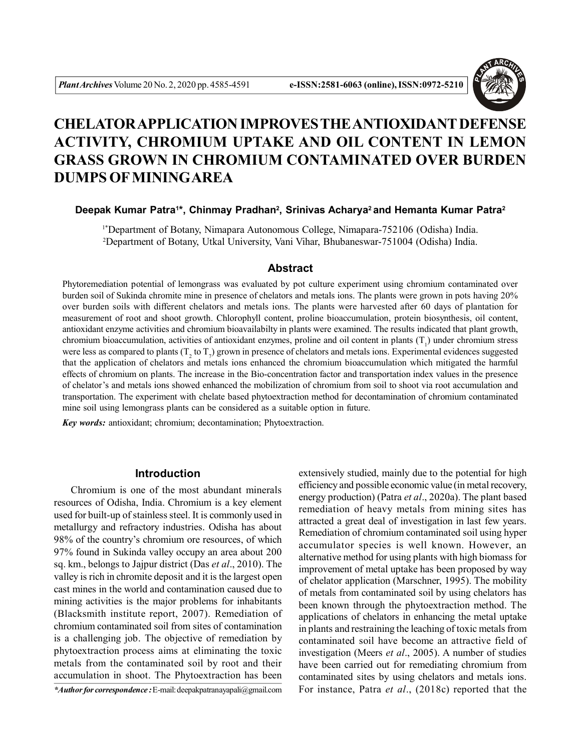# CHELATOR APPLICATION IMPROVES THE ANTIOXIDANT DEFENSE ACTIVITY, CHROMIUM UPTAKE AND OIL CONTENT IN LEMON GRASS GROWN IN CHROMIUM CONTAMINATED OVER BURDEN DUMPS OF MINING AREA

**Deepak Kumar Patra[1*], Chinmay Pradhan[2], Srinivas Acharya[2] and Hemanta Kumar Patra[2]**

[1*]Department of Botany, Nimapara Autonomous College, Nimapara-752106 (Odisha) India.
[2]Department of Botany, Utkal University, Vani Vihar, Bhubaneswar-751004 (Odisha) India.

## Abstract

Phytoremediation potential of lemongrass was evaluated by pot culture experiment using chromium contaminated over burden soil of Sukinda chromite mine in presence of chelators and metals ions. The plants were grown in pots having 20% over burden soils with different chelators and metals ions. The plants were harvested after 60 days of plantation for measurement of root and shoot growth. Chlorophyll content, proline bioaccumulation, protein biosynthesis, oil content, antioxidant enzyme activities and chromium bioavailabilty in plants were examined. The results indicated that plant growth, chromium bioaccumulation, activities of antioxidant enzymes, proline and oil content in plants ($T_1$) under chromium stress were less as compared to plants ($T_2$ to $T_7$) grown in presence of chelators and metals ions. Experimental evidences suggested that the application of chelators and metals ions enhanced the chromium bioaccumulation which mitigated the harmful effects of chromium on plants. The increase in the Bio-concentration factor and transportation index values in the presence of chelator's and metals ions showed enhanced the mobilization of chromium from soil to shoot via root accumulation and transportation. The experiment with chelate based phytoextraction method for decontamination of chromium contaminated mine soil using lemongrass plants can be considered as a suitable option in future.

*Key words:* antioxidant; chromium; decontamination; Phytoextraction.

## Introduction

Chromium is one of the most abundant minerals resources of Odisha, India. Chromium is a key element used for built-up of stainless steel. It is commonly used in metallurgy and refractory industries. Odisha has about 98% of the country's chromium ore resources, of which 97% found in Sukinda valley occupy an area about 200 sq. km., belongs to Jajpur district (Das *et al*., 2010). The valley is rich in chromite deposit and it is the largest open cast mines in the world and contamination caused due to mining activities is the major problems for inhabitants (Blacksmith institute report, 2007). Remediation of chromium contaminated soil from sites of contamination is a challenging job. The objective of remediation by phytoextraction process aims at eliminating the toxic metals from the contaminated soil by root and their accumulation in shoot. The Phytoextraction has been extensively studied, mainly due to the potential for high efficiency and possible economic value (in metal recovery, energy production) (Patra *et al*., 2020a). The plant based remediation of heavy metals from mining sites has attracted a great deal of investigation in last few years. Remediation of chromium contaminated soil using hyper accumulator species is well known. However, an alternative method for using plants with high biomass for improvement of metal uptake has been proposed by way of chelator application (Marschner, 1995). The mobility of metals from contaminated soil by using chelators has been known through the phytoextraction method. The applications of chelators in enhancing the metal uptake in plants and restraining the leaching of toxic metals from contaminated soil have become an attractive field of investigation (Meers *et al*., 2005). A number of studies have been carried out for remediating chromium from contaminated sites by using chelators and metals ions. For instance, Patra *et al*., (2018c) reported that the

**Author for correspondence :* E-mail: deepakpatranayapali@gmail.com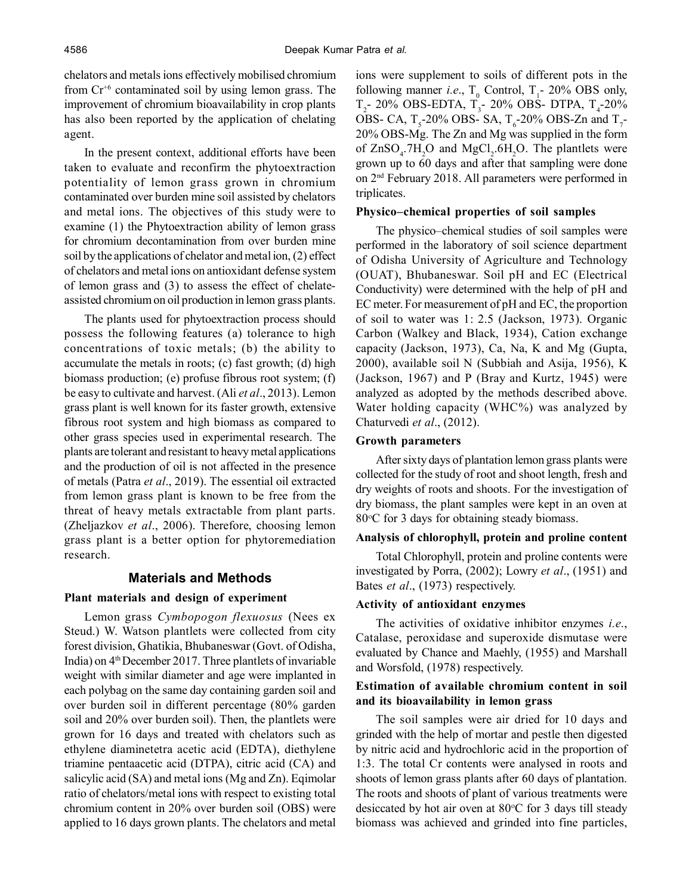chelators and metals ions effectively mobilised chromium from $Cr^{+6}$ contaminated soil by using lemon grass. The improvement of chromium bioavailability in crop plants has also been reported by the application of chelating agent.

In the present context, additional efforts have been taken to evaluate and reconfirm the phytoextraction potentiality of lemon grass grown in chromium contaminated over burden mine soil assisted by chelators and metal ions. The objectives of this study were to examine (1) the Phytoextraction ability of lemon grass for chromium decontamination from over burden mine soil by the applications of chelator and metal ion, (2) effect of chelators and metal ions on antioxidant defense system of lemon grass and (3) to assess the effect of chelate-assisted chromium on oil production in lemon grass plants.

The plants used for phytoextraction process should possess the following features (a) tolerance to high concentrations of toxic metals; (b) the ability to accumulate the metals in roots; (c) fast growth; (d) high biomass production; (e) profuse fibrous root system; (f) be easy to cultivate and harvest. (Ali *et al*., 2013). Lemon grass plant is well known for its faster growth, extensive fibrous root system and high biomass as compared to other grass species used in experimental research. The plants are tolerant and resistant to heavy metal applications and the production of oil is not affected in the presence of metals (Patra *et al*., 2019). The essential oil extracted from lemon grass plant is known to be free from the threat of heavy metals extractable from plant parts. (Zheljazkov *et al*., 2006). Therefore, choosing lemon grass plant is a better option for phytoremediation research.

## Materials and Methods

### Plant materials and design of experiment

Lemon grass *Cymbopogon flexuosus* (Nees ex Steud.) W. Watson plantlets were collected from city forest division, Ghatikia, Bhubaneswar (Govt. of Odisha, India) on 4th December 2017. Three plantlets of invariable weight with similar diameter and age were implanted in each polybag on the same day containing garden soil and over burden soil in different percentage (80% garden soil and 20% over burden soil). Then, the plantlets were grown for 16 days and treated with chelators such as ethylene diaminetetra acetic acid (EDTA), diethylene triamine pentaacetic acid (DTPA), citric acid (CA) and salicylic acid (SA) and metal ions (Mg and Zn). Eqimolar ratio of chelators/metal ions with respect to existing total chromium content in 20% over burden soil (OBS) were applied to 16 days grown plants. The chelators and metal ions were supplement to soils of different pots in the following manner *i.e*., $T_0$ Control, $T_1$- 20% OBS only, $T_2$- 20% OBS-EDTA, $T_3$- 20% OBS- DTPA, $T_4$-20% OBS- CA, $T_5$-20% OBS- SA, $T_6$-20% OBS-Zn and $T_7$- 20% OBS-Mg. The Zn and Mg was supplied in the form of $ZnSO_4.7H_2O$ and $MgCl_2.6H_2O$. The plantlets were grown up to 60 days and after that sampling were done on 2nd February 2018. All parameters were performed in triplicates.

### Physico–chemical properties of soil samples

The physico–chemical studies of soil samples were performed in the laboratory of soil science department of Odisha University of Agriculture and Technology (OUAT), Bhubaneswar. Soil pH and EC (Electrical Conductivity) were determined with the help of pH and EC meter. For measurement of pH and EC, the proportion of soil to water was 1: 2.5 (Jackson, 1973). Organic Carbon (Walkey and Black, 1934), Cation exchange capacity (Jackson, 1973), Ca, Na, K and Mg (Gupta, 2000), available soil N (Subbiah and Asija, 1956), K (Jackson, 1967) and P (Bray and Kurtz, 1945) were analyzed as adopted by the methods described above. Water holding capacity (WHC%) was analyzed by Chaturvedi *et al*., (2012).

### Growth parameters

After sixty days of plantation lemon grass plants were collected for the study of root and shoot length, fresh and dry weights of roots and shoots. For the investigation of dry biomass, the plant samples were kept in an oven at 80°C for 3 days for obtaining steady biomass.

### Analysis of chlorophyll, protein and proline content

Total Chlorophyll, protein and proline contents were investigated by Porra, (2002); Lowry *et al*., (1951) and Bates *et al*., (1973) respectively.

### Activity of antioxidant enzymes

The activities of oxidative inhibitor enzymes *i.e*., Catalase, peroxidase and superoxide dismutase were evaluated by Chance and Maehly, (1955) and Marshall and Worsfold, (1978) respectively.

### Estimation of available chromium content in soil and its bioavailability in lemon grass

The soil samples were air dried for 10 days and grinded with the help of mortar and pestle then digested by nitric acid and hydrochloric acid in the proportion of 1:3. The total Cr contents were analysed in roots and shoots of lemon grass plants after 60 days of plantation. The roots and shoots of plant of various treatments were desiccated by hot air oven at 80°C for 3 days till steady biomass was achieved and grinded into fine particles,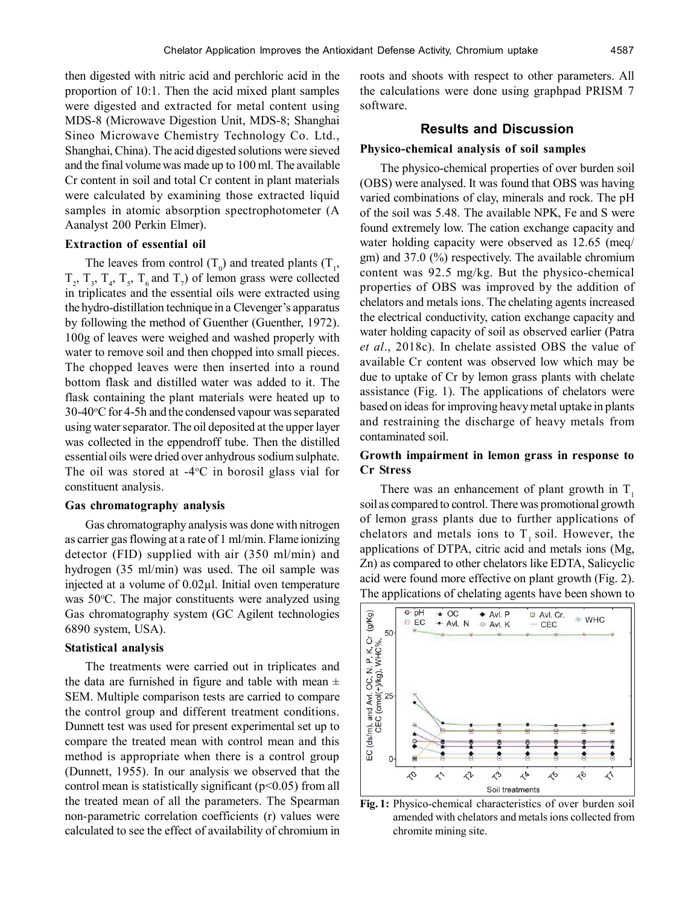then digested with nitric acid and perchloric acid in the proportion of 10:1. Then the acid mixed plant samples were digested and extracted for metal content using MDS-8 (Microwave Digestion Unit, MDS-8; Shanghai Sineo Microwave Chemistry Technology Co. Ltd., Shanghai, China). The acid digested solutions were sieved and the final volume was made up to 100 ml. The available Cr content in soil and total Cr content in plant materials were calculated by examining those extracted liquid samples in atomic absorption spectrophotometer (A Aanalyst 200 Perkin Elmer).

### Extraction of essential oil

The leaves from control ($T_0$) and treated plants ($T_1$, $T_2$, $T_3$, $T_4$, $T_5$, $T_6$ and $T_7$) of lemon grass were collected in triplicates and the essential oils were extracted using the hydro-distillation technique in a Clevenger's apparatus by following the method of Guenther (Guenther, 1972). 100g of leaves were weighed and washed properly with water to remove soil and then chopped into small pieces. The chopped leaves were then inserted into a round bottom flask and distilled water was added to it. The flask containing the plant materials were heated up to 30-40$^o$C for 4-5h and the condensed vapour was separated using water separator. The oil deposited at the upper layer was collected in the eppendroff tube. Then the distilled essential oils were dried over anhydrous sodium sulphate. The oil was stored at -4$^o$C in borosil glass vial for constituent analysis.

### Gas chromatography analysis

Gas chromatography analysis was done with nitrogen as carrier gas flowing at a rate of 1 ml/min. Flame ionizing detector (FID) supplied with air (350 ml/min) and hydrogen (35 ml/min) was used. The oil sample was injected at a volume of 0.02µl. Initial oven temperature was 50$^o$C. The major constituents were analyzed using Gas chromatography system (GC Agilent technologies 6890 system, USA).

### Statistical analysis

The treatments were carried out in triplicates and the data are furnished in figure and table with mean ± SEM. Multiple comparison tests are carried to compare the control group and different treatment conditions. Dunnett test was used for present experimental set up to compare the treated mean with control mean and this method is appropriate when there is a control group (Dunnett, 1955). In our analysis we observed that the control mean is statistically significant ($p<0.05$) from all the treated mean of all the parameters. The Spearman non-parametric correlation coefficients (r) values were calculated to see the effect of availability of chromium in roots and shoots with respect to other parameters. All the calculations were done using graphpad PRISM 7 software.

## Results and Discussion

### Physico-chemical analysis of soil samples

The physico-chemical properties of over burden soil (OBS) were analysed. It was found that OBS was having varied combinations of clay, minerals and rock. The pH of the soil was 5.48. The available NPK, Fe and S were found extremely low. The cation exchange capacity and water holding capacity were observed as 12.65 (meq/gm) and 37.0 (%) respectively. The available chromium content was 92.5 mg/kg. But the physico-chemical properties of OBS was improved by the addition of chelators and metals ions. The chelating agents increased the electrical conductivity, cation exchange capacity and water holding capacity of soil as observed earlier (Patra *et al*., 2018c). In chelate assisted OBS the value of available Cr content was observed low which may be due to uptake of Cr by lemon grass plants with chelate assistance (Fig. 1). The applications of chelators were based on ideas for improving heavy metal uptake in plants and restraining the discharge of heavy metals from contaminated soil.

### Growth impairment in lemon grass in response to Cr Stress

There was an enhancement of plant growth in $T_1$ soil as compared to control. There was promotional growth of lemon grass plants due to further applications of chelators and metals ions to $T_1$ soil. However, the applications of DTPA, citric acid and metals ions (Mg, Zn) as compared to other chelators like EDTA, Salicyclic acid were found more effective on plant growth (Fig. 2). The applications of chelating agents have been shown to

**Fig. 1:** Physico-chemical characteristics of over burden soil amended with chelators and metals ions collected from chromite mining site.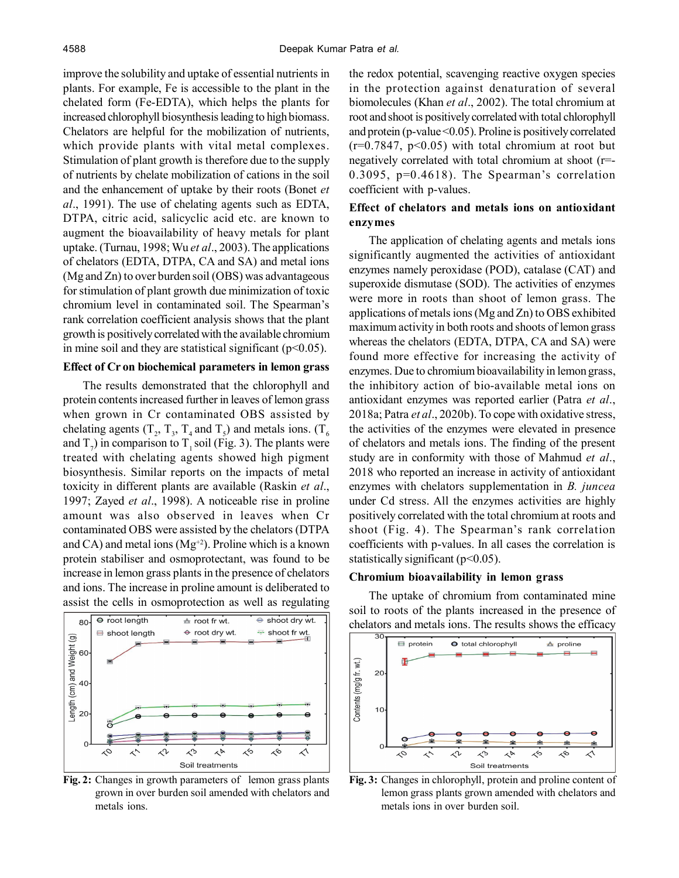improve the solubility and uptake of essential nutrients in plants. For example, Fe is accessible to the plant in the chelated form (Fe-EDTA), which helps the plants for increased chlorophyll biosynthesis leading to high biomass. Chelators are helpful for the mobilization of nutrients, which provide plants with vital metal complexes. Stimulation of plant growth is therefore due to the supply of nutrients by chelate mobilization of cations in the soil and the enhancement of uptake by their roots (Bonet *et al*., 1991). The use of chelating agents such as EDTA, DTPA, citric acid, salicyclic acid etc. are known to augment the bioavailability of heavy metals for plant uptake. (Turnau, 1998; Wu *et al*., 2003). The applications of chelators (EDTA, DTPA, CA and SA) and metal ions (Mg and Zn) to over burden soil (OBS) was advantageous for stimulation of plant growth due minimization of toxic chromium level in contaminated soil. The Spearman's rank correlation coefficient analysis shows that the plant growth is positively correlated with the available chromium in mine soil and they are statistical significant ($p<0.05$).

### Effect of Cr on biochemical parameters in lemon grass

The results demonstrated that the chlorophyll and protein contents increased further in leaves of lemon grass when grown in Cr contaminated OBS assisted by chelating agents ($T_2$, $T_3$, $T_4$ and $T_5$) and metals ions. ($T_6$ and $T_7$) in comparison to $T_1$ soil (Fig. 3). The plants were treated with chelating agents showed high pigment biosynthesis. Similar reports on the impacts of metal toxicity in different plants are available (Raskin *et al*., 1997; Zayed *et al*., 1998). A noticeable rise in proline amount was also observed in leaves when Cr contaminated OBS were assisted by the chelators (DTPA and CA) and metal ions ($Mg^{+2}$). Proline which is a known protein stabiliser and osmoprotectant, was found to be increase in lemon grass plants in the presence of chelators and ions. The increase in proline amount is deliberated to assist the cells in osmoprotection as well as regulating the redox potential, scavenging reactive oxygen species in the protection against denaturation of several biomolecules (Khan *et al*., 2002). The total chromium at root and shoot is positively correlated with total chlorophyll and protein (p-value$<0.05$). Proline is positively correlated ($r=0.7847$, $p<0.05$) with total chromium at root but negatively correlated with total chromium at shoot ($r=-0.3095$, $p=0.4618$). The Spearman's correlation coefficient with p-values.

Fig. 2: Changes in growth parameters of lemon grass plants grown in over burden soil amended with chelators and metals ions.

Fig. 3: Changes in chlorophyll, protein and proline content of lemon grass plants grown amended with chelators and metals ions in over burden soil.

### Effect of chelators and metals ions on antioxidant enzymes

The application of chelating agents and metals ions significantly augmented the activities of antioxidant enzymes namely peroxidase (POD), catalase (CAT) and superoxide dismutase (SOD). The activities of enzymes were more in roots than shoot of lemon grass. The applications of metals ions (Mg and Zn) to OBS exhibited maximum activity in both roots and shoots of lemon grass whereas the chelators (EDTA, DTPA, CA and SA) were found more effective for increasing the activity of enzymes. Due to chromium bioavailability in lemon grass, the inhibitory action of bio-available metal ions on antioxidant enzymes was reported earlier (Patra *et al*., 2018a; Patra *et al*., 2020b). To cope with oxidative stress, the activities of the enzymes were elevated in presence of chelators and metals ions. The finding of the present study are in conformity with those of Mahmud *et al*., 2018 who reported an increase in activity of antioxidant enzymes with chelators supplementation in *B. juncea* under Cd stress. All the enzymes activities are highly positively correlated with the total chromium at roots and shoot (Fig. 4). The Spearman's rank correlation coefficients with p-values. In all cases the correlation is statistically significant ($p<0.05$).

### Chromium bioavailability in lemon grass

The uptake of chromium from contaminated mine soil to roots of the plants increased in the presence of chelators and metals ions. The results shows the efficacy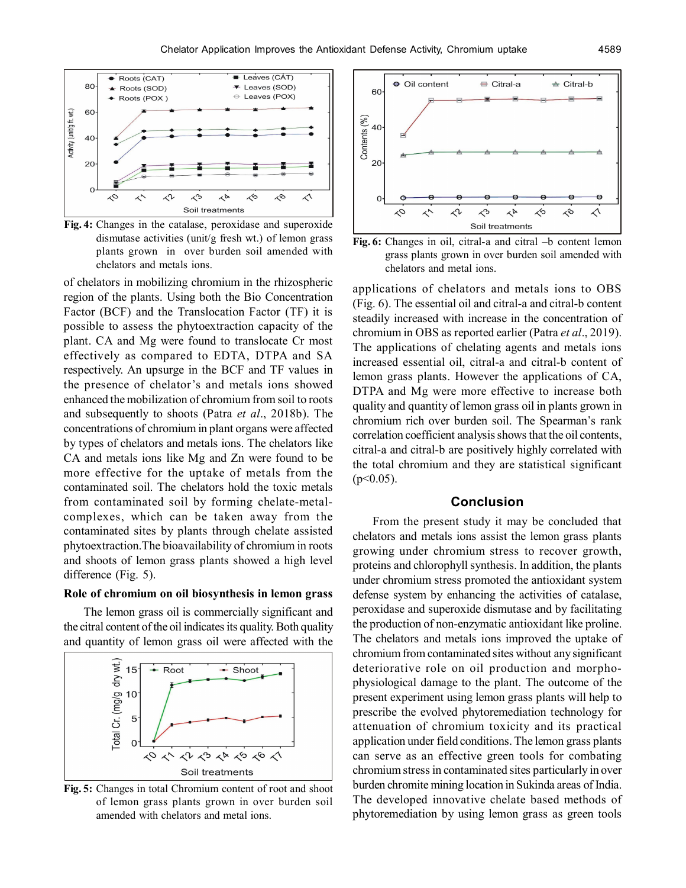Fig. 4: Changes in the catalase, peroxidase and superoxide dismutase activities (unit/g fresh wt.) of lemon grass plants grown in over burden soil amended with chelators and metals ions.

of chelators in mobilizing chromium in the rhizospheric region of the plants. Using both the Bio Concentration Factor (BCF) and the Translocation Factor (TF) it is possible to assess the phytoextraction capacity of the plant. CA and Mg were found to translocate Cr most effectively as compared to EDTA, DTPA and SA respectively. An upsurge in the BCF and TF values in the presence of chelator's and metals ions showed enhanced the mobilization of chromium from soil to roots and subsequently to shoots (Patra *et al*., 2018b). The concentrations of chromium in plant organs were affected by types of chelators and metals ions. The chelators like CA and metals ions like Mg and Zn were found to be more effective for the uptake of metals from the contaminated soil. The chelators hold the toxic metals from contaminated soil by forming chelate-metal-complexes, which can be taken away from the contaminated sites by plants through chelate assisted phytoextraction.The bioavailability of chromium in roots and shoots of lemon grass plants showed a high level difference (Fig. 5).

### Role of chromium on oil biosynthesis in lemon grass

The lemon grass oil is commercially significant and the citral content of the oil indicates its quality. Both quality and quantity of lemon grass oil were affected with the applications of chelators and metals ions to OBS (Fig. 6). The essential oil and citral-a and citral-b content steadily increased with increase in the concentration of chromium in OBS as reported earlier (Patra *et al*., 2019). The applications of chelating agents and metals ions increased essential oil, citral-a and citral-b content of lemon grass plants. However the applications of CA, DTPA and Mg were more effective to increase both quality and quantity of lemon grass oil in plants grown in chromium rich over burden soil. The Spearman's rank correlation coefficient analysis shows that the oil contents, citral-a and citral-b are positively highly correlated with the total chromium and they are statistical significant ($p<0.05$).

Fig. 5: Changes in total Chromium content of root and shoot of lemon grass plants grown in over burden soil amended with chelators and metal ions.

Fig. 6: Changes in oil, citral-a and citral –b content lemon grass plants grown in over burden soil amended with chelators and metal ions.

## Conclusion

From the present study it may be concluded that chelators and metals ions assist the lemon grass plants growing under chromium stress to recover growth, proteins and chlorophyll synthesis. In addition, the plants under chromium stress promoted the antioxidant system defense system by enhancing the activities of catalase, peroxidase and superoxide dismutase and by facilitating the production of non-enzymatic antioxidant like proline. The chelators and metals ions improved the uptake of chromium from contaminated sites without any significant deteriorative role on oil production and morpho-physiological damage to the plant. The outcome of the present experiment using lemon grass plants will help to prescribe the evolved phytoremediation technology for attenuation of chromium toxicity and its practical application under field conditions. The lemon grass plants can serve as an effective green tools for combating chromium stress in contaminated sites particularly in over burden chromite mining location in Sukinda areas of India. The developed innovative chelate based methods of phytoremediation by using lemon grass as green tools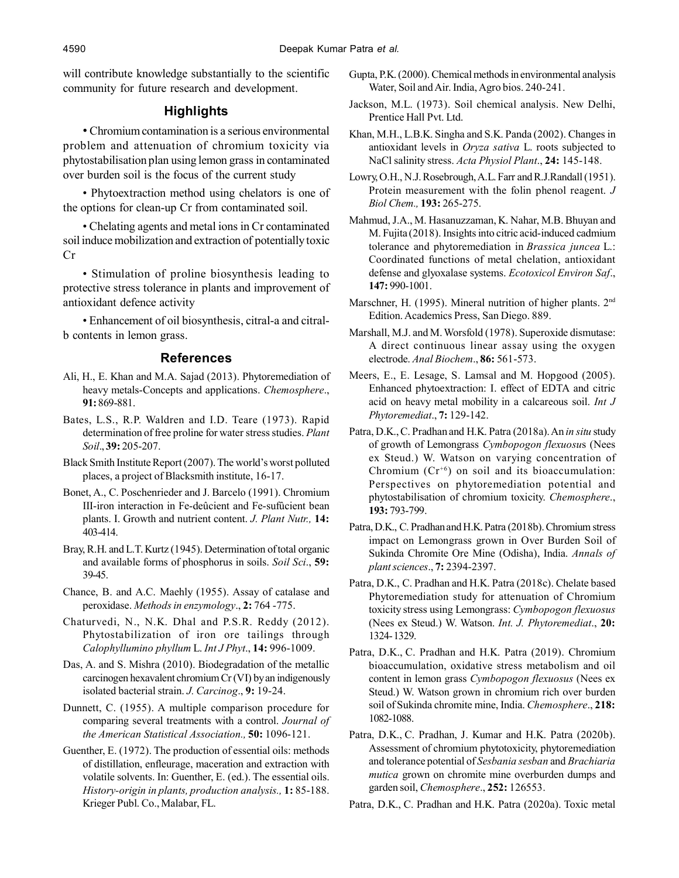will contribute knowledge substantially to the scientific community for future research and development.

## Highlights

• Chromium contamination is a serious environmental problem and attenuation of chromium toxicity via phytostabilisation plan using lemon grass in contaminated over burden soil is the focus of the current study

• Phytoextraction method using chelators is one of the options for clean-up Cr from contaminated soil.

• Chelating agents and metal ions in Cr contaminated soil induce mobilization and extraction of potentially toxic Cr

• Stimulation of proline biosynthesis leading to protective stress tolerance in plants and improvement of antioxidant defence activity

• Enhancement of oil biosynthesis, citral-a and citral-b contents in lemon grass.

## References

Ali, H., E. Khan and M.A. Sajad (2013). Phytoremediation of heavy metals-Concepts and applications. *Chemosphere*., **91:** 869-881.

Bates, L.S., R.P. Waldren and I.D. Teare (1973). Rapid determination of free proline for water stress studies. *Plant Soil*., **39:** 205-207.

Black Smith Institute Report (2007). The world's worst polluted places, a project of Blacksmith institute, 16-17.

Bonet, A., C. Poschenrieder and J. Barcelo (1991). Chromium III-iron interaction in Fe-deûcient and Fe-sufûcient bean plants. I. Growth and nutrient content. *J. Plant Nutr.,* **14:** 403-414.

Bray, R.H. and L.T. Kurtz (1945). Determination of total organic and available forms of phosphorus in soils. *Soil Sci*., **59:** 39-45.

Chance, B. and A.C. Maehly (1955). Assay of catalase and peroxidase. *Methods in enzymology*., **2:** 764 -775.

Chaturvedi, N., N.K. Dhal and P.S.R. Reddy (2012). Phytostabilization of iron ore tailings through *Calophyllumino phyllum* L. *Int J Phyt*., **14:** 996-1009.

Das, A. and S. Mishra (2010). Biodegradation of the metallic carcinogen hexavalent chromium Cr (VI) by an indigenously isolated bacterial strain. *J. Carcinog*., **9:** 19-24.

Dunnett, C. (1955). A multiple comparison procedure for comparing several treatments with a control. *Journal of the American Statistical Association.,* **50:** 1096-121.

Guenther, E. (1972). The production of essential oils: methods of distillation, enfleurage, maceration and extraction with volatile solvents. In: Guenther, E. (ed.). The essential oils. *History-origin in plants, production analysis.,* **1:** 85-188. Krieger Publ. Co., Malabar, FL.

Gupta, P.K. (2000). Chemical methods in environmental analysis Water, Soil and Air. India, Agro bios. 240-241.

Jackson, M.L. (1973). Soil chemical analysis. New Delhi, Prentice Hall Pvt. Ltd.

Khan, M.H., L.B.K. Singha and S.K. Panda (2002). Changes in antioxidant levels in *Oryza sativa* L. roots subjected to NaCl salinity stress. *Acta Physiol Plant*., **24:** 145-148.

Lowry, O.H., N.J. Rosebrough, A.L. Farr and R.J.Randall (1951). Protein measurement with the folin phenol reagent. *J Biol Chem.,* **193:** 265-275.

Mahmud, J.A., M. Hasanuzzaman, K. Nahar, M.B. Bhuyan and M. Fujita (2018). Insights into citric acid-induced cadmium tolerance and phytoremediation in *Brassica juncea* L.: Coordinated functions of metal chelation, antioxidant defense and glyoxalase systems. *Ecotoxicol Environ Saf*., **147:** 990-1001.

Marschner, H. (1995). Mineral nutrition of higher plants. 2nd Edition. Academics Press, San Diego. 889.

Marshall, M.J. and M. Worsfold (1978). Superoxide dismutase: A direct continuous linear assay using the oxygen electrode. *Anal Biochem*., **86:** 561-573.

Meers, E., E. Lesage, S. Lamsal and M. Hopgood (2005). Enhanced phytoextraction: I. effect of EDTA and citric acid on heavy metal mobility in a calcareous soil. *Int J Phytoremediat*., **7:** 129-142.

Patra, D.K., C. Pradhan and H.K. Patra (2018a). An *in situ* study of growth of Lemongrass *Cymbopogon flexuosus* (Nees ex Steud.) W. Watson on varying concentration of Chromium ($Cr^{+6}$) on soil and its bioaccumulation: Perspectives on phytoremediation potential and phytostabilisation of chromium toxicity. *Chemosphere*., **193:** 793-799.

Patra, D.K., C. Pradhan and H.K. Patra (2018b). Chromium stress impact on Lemongrass grown in Over Burden Soil of Sukinda Chromite Ore Mine (Odisha), India. *Annals of plant sciences*., **7:** 2394-2397.

Patra, D.K., C. Pradhan and H.K. Patra (2018c). Chelate based Phytoremediation study for attenuation of Chromium toxicity stress using Lemongrass: *Cymbopogon flexuosus* (Nees ex Steud.) W. Watson. *Int. J. Phytoremediat*., **20:** 1324-1329.

Patra, D.K., C. Pradhan and H.K. Patra (2019). Chromium bioaccumulation, oxidative stress metabolism and oil content in lemon grass *Cymbopogon flexuosus* (Nees ex Steud.) W. Watson grown in chromium rich over burden soil of Sukinda chromite mine, India. *Chemosphere*., **218:** 1082-1088.

Patra, D.K., C. Pradhan, J. Kumar and H.K. Patra (2020b). Assessment of chromium phytotoxicity, phytoremediation and tolerance potential of *Sesbania sesban* and *Brachiaria mutica* grown on chromite mine overburden dumps and garden soil, *Chemosphere*., **252:** 126553.

Patra, D.K., C. Pradhan and H.K. Patra (2020a). Toxic metal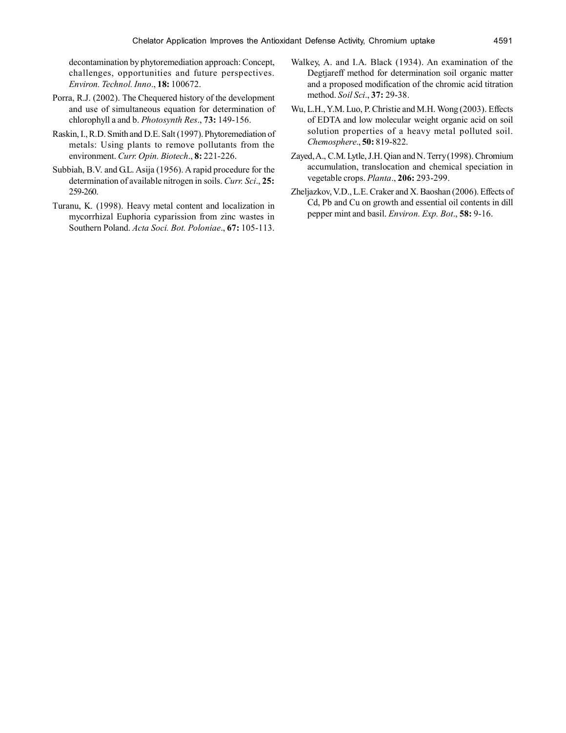decontamination by phytoremediation approach: Concept, challenges, opportunities and future perspectives. *Environ. Technol. Inno*., **18:** 100672.

Porra, R.J. (2002). The Chequered history of the development and use of simultaneous equation for determination of chlorophyll a and b. *Photosynth Res*., **73:** 149-156.

Raskin, I., R.D. Smith and D.E. Salt (1997). Phytoremediation of metals: Using plants to remove pollutants from the environment. *Curr. Opin. Biotech*., **8:** 221-226.

Subbiah, B.V. and G.L. Asija (1956). A rapid procedure for the determination of available nitrogen in soils. *Curr. Sci*., **25:** 259-260.

Turanu, K. (1998). Heavy metal content and localization in mycorrhizal Euphoria cyparission from zinc wastes in Southern Poland. *Acta Soci. Bot. Poloniae*., **67:** 105-113.

Walkey, A. and I.A. Black (1934). An examination of the Degtjareff method for determination soil organic matter and a proposed modification of the chromic acid titration method. *Soil Sci*., **37:** 29-38.

Wu, L.H., Y.M. Luo, P. Christie and M.H. Wong (2003). Effects of EDTA and low molecular weight organic acid on soil solution properties of a heavy metal polluted soil. *Chemosphere*., **50:** 819-822.

Zayed, A., C.M. Lytle, J.H. Qian and N. Terry (1998). Chromium accumulation, translocation and chemical speciation in vegetable crops. *Planta*., **206:** 293-299.

Zheljazkov, V.D., L.E. Craker and X. Baoshan (2006). Effects of Cd, Pb and Cu on growth and essential oil contents in dill pepper mint and basil. *Environ. Exp. Bot*., **58:** 9-16.